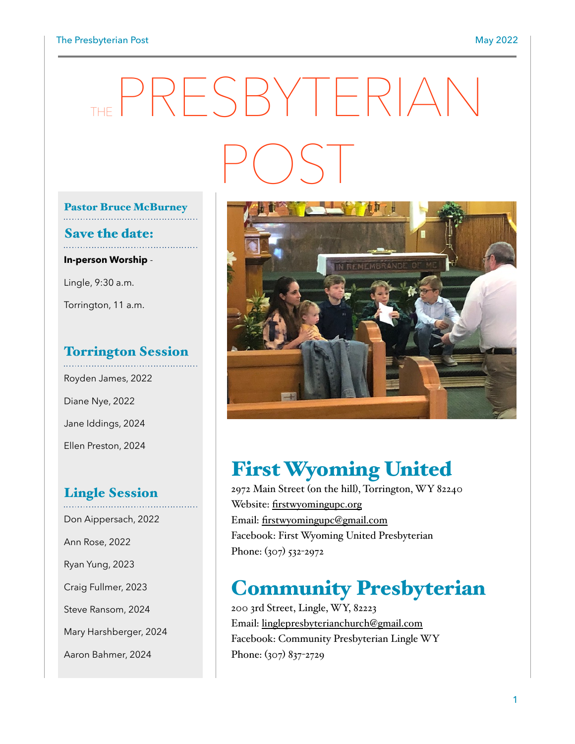# THE PRESBYTERIAN POST

**Pastor Bruce McBurney**

## Save the date:

**In-person Worship** -

Lingle, 9:30 a.m.

Torrington, 11 a.m.

## Torrington Session

Royden James, 2022

Diane Nye, 2022

Jane Iddings, 2024

Ellen Preston, 2024

## Lingle Session

Don Aippersach, 2022

Ann Rose, 2022

Ryan Yung, 2023

Craig Fullmer, 2023

Steve Ransom, 2024

Mary Harshberger, 2024

Aaron Bahmer, 2024

## First Wyoming United

2972 Main Street (on the hill), Torrington, WY 82240

Website: firstwyomingupc.org

Email: firstwyomingupc@gmail.com

Facebook: First Wyoming United Presbyterian

Phone: (307) 532-2972

## Community Presbyterian

200 3rd Street, Lingle, WY, 82223

Email: linglepresbyterianchurch@gmail.com

Facebook: Community Presbyterian Lingle WY

Phone: (307) 837-2729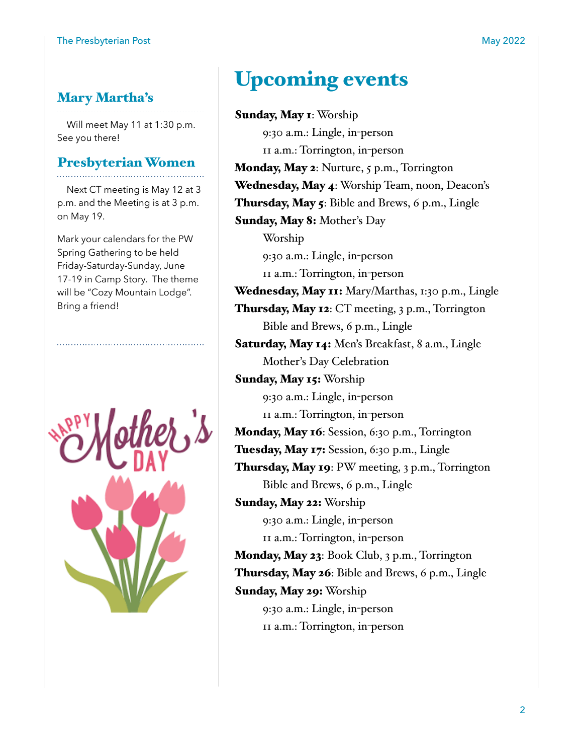## Mary Martha's

Will meet May 11 at 1:30 p.m. See you there!

## Presbyterian Women

Next CT meeting is May 12 at 3 p.m. and the Meeting is at 3 p.m. on May 19.

Mark your calendars for the PW Spring Gathering to be held Friday-Saturday-Sunday, June 17-19 in Camp Story. The theme will be "Cozy Mountain Lodge". Bring a friend!

# Upcoming events

**Sunday, May 1**: Worship
- 9:30 a.m.: Lingle, in-person
- 11 a.m.: Torrington, in-person

**Monday, May 2**: Nurture, 5 p.m., Torrington

**Wednesday, May 4**: Worship Team, noon, Deacon's

**Thursday, May 5**: Bible and Brews, 6 p.m., Lingle

**Sunday, May 8:** Mother's Day
- Worship
- 9:30 a.m.: Lingle, in-person
- 11 a.m.: Torrington, in-person

**Wednesday, May 11:** Mary/Marthas, 1:30 p.m., Lingle

**Thursday, May 12**: CT meeting, 3 p.m., Torrington
- Bible and Brews, 6 p.m., Lingle

**Saturday, May 14:** Men's Breakfast, 8 a.m., Lingle
- Mother's Day Celebration

**Sunday, May 15:** Worship
- 9:30 a.m.: Lingle, in-person
- 11 a.m.: Torrington, in-person

**Monday, May 16**: Session, 6:30 p.m., Torrington

**Tuesday, May 17:** Session, 6:30 p.m., Lingle

**Thursday, May 19**: PW meeting, 3 p.m., Torrington
- Bible and Brews, 6 p.m., Lingle

**Sunday, May 22:** Worship
- 9:30 a.m.: Lingle, in-person
- 11 a.m.: Torrington, in-person

**Monday, May 23**: Book Club, 3 p.m., Torrington

**Thursday, May 26**: Bible and Brews, 6 p.m., Lingle

**Sunday, May 29:** Worship
- 9:30 a.m.: Lingle, in-person
- 11 a.m.: Torrington, in-person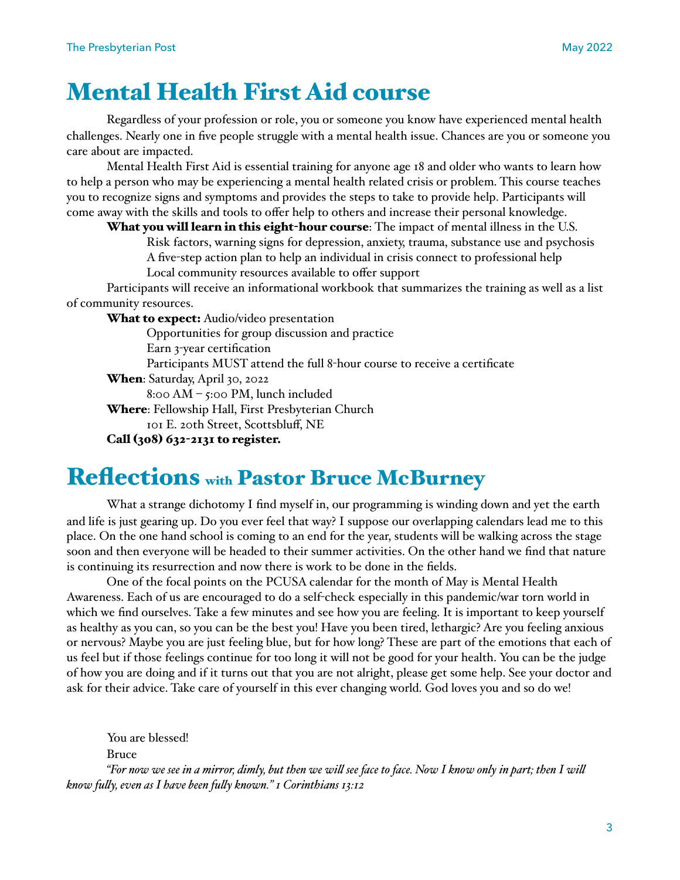# Mental Health First Aid course

Regardless of your profession or role, you or someone you know have experienced mental health challenges. Nearly one in five people struggle with a mental health issue. Chances are you or someone you care about are impacted.

Mental Health First Aid is essential training for anyone age 18 and older who wants to learn how to help a person who may be experiencing a mental health related crisis or problem. This course teaches you to recognize signs and symptoms and provides the steps to take to provide help. Participants will come away with the skills and tools to offer help to others and increase their personal knowledge.

**What you will learn in this eight-hour course**: The impact of mental illness in the U.S.

Risk factors, warning signs for depression, anxiety, trauma, substance use and psychosis

A five-step action plan to help an individual in crisis connect to professional help

Local community resources available to offer support

Participants will receive an informational workbook that summarizes the training as well as a list of community resources.

**What to expect:** Audio/video presentation

Opportunities for group discussion and practice

Earn 3-year certification

Participants MUST attend the full 8-hour course to receive a certificate

**When**: Saturday, April 30, 2022

8:00 AM – 5:00 PM, lunch included

**Where**: Fellowship Hall, First Presbyterian Church

101 E. 20th Street, Scottsbluff, NE

**Call (308) 632-2131 to register.**

# Reflections with Pastor Bruce McBurney

What a strange dichotomy I find myself in, our programming is winding down and yet the earth and life is just gearing up. Do you ever feel that way? I suppose our overlapping calendars lead me to this place. On the one hand school is coming to an end for the year, students will be walking across the stage soon and then everyone will be headed to their summer activities. On the other hand we find that nature is continuing its resurrection and now there is work to be done in the fields.

One of the focal points on the PCUSA calendar for the month of May is Mental Health Awareness. Each of us are encouraged to do a self-check especially in this pandemic/war torn world in which we find ourselves. Take a few minutes and see how you are feeling. It is important to keep yourself as healthy as you can, so you can be the best you! Have you been tired, lethargic? Are you feeling anxious or nervous? Maybe you are just feeling blue, but for how long? These are part of the emotions that each of us feel but if those feelings continue for too long it will not be good for your health. You can be the judge of how you are doing and if it turns out that you are not alright, please get some help. See your doctor and ask for their advice. Take care of yourself in this ever changing world. God loves you and so do we!

You are blessed!

Bruce

*"For now we see in a mirror, dimly, but then we will see face to face. Now I know only in part; then I will know fully, even as I have been fully known." 1 Corinthians 13:12*